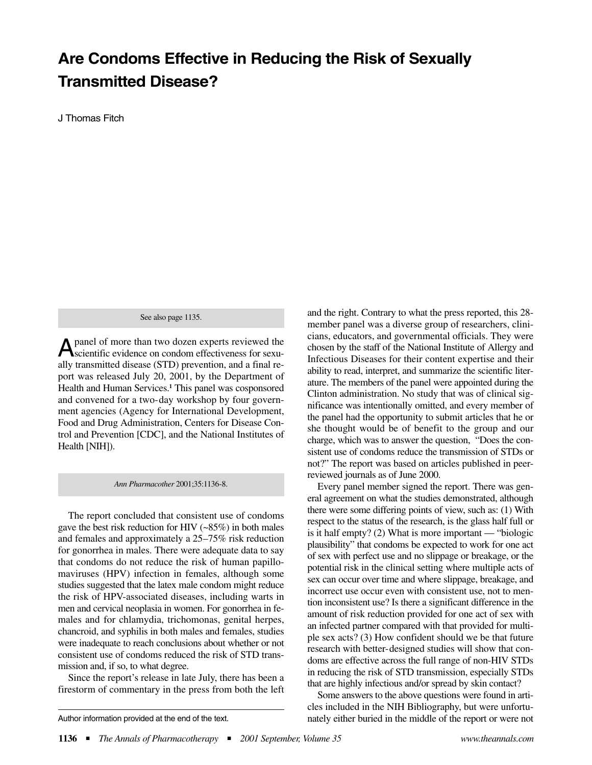# Are Condoms Effective in Reducing the Risk of Sexually Transmitted Disease?

J Thomas Fitch

See also page 1135.

A panel of more than two dozen experts reviewed the scientific evidence on condom effectiveness for sexually transmitted disease (STD) prevention, and a final report was released July 20, 2001, by the Department of Health and Human Services.[1] This panel was cosponsored and convened for a two-day workshop by four government agencies (Agency for International Development, Food and Drug Administration, Centers for Disease Control and Prevention [CDC], and the National Institutes of Health [NIH]).

*Ann Pharmacother* 2001;35:1136-8.

The report concluded that consistent use of condoms gave the best risk reduction for HIV (~85%) in both males and females and approximately a 25–75% risk reduction for gonorrhea in males. There were adequate data to say that condoms do not reduce the risk of human papillomaviruses (HPV) infection in females, although some studies suggested that the latex male condom might reduce the risk of HPV-associated diseases, including warts in men and cervical neoplasia in women. For gonorrhea in females and for chlamydia, trichomonas, genital herpes, chancroid, and syphilis in both males and females, studies were inadequate to reach conclusions about whether or not consistent use of condoms reduced the risk of STD transmission and, if so, to what degree.

Since the report's release in late July, there has been a firestorm of commentary in the press from both the left and the right. Contrary to what the press reported, this 28-member panel was a diverse group of researchers, clinicians, educators, and governmental officials. They were chosen by the staff of the National Institute of Allergy and Infectious Diseases for their content expertise and their ability to read, interpret, and summarize the scientific literature. The members of the panel were appointed during the Clinton administration. No study that was of clinical significance was intentionally omitted, and every member of the panel had the opportunity to submit articles that he or she thought would be of benefit to the group and our charge, which was to answer the question, "Does the consistent use of condoms reduce the transmission of STDs or not?" The report was based on articles published in peer-reviewed journals as of June 2000.

Every panel member signed the report. There was general agreement on what the studies demonstrated, although there were some differing points of view, such as: (1) With respect to the status of the research, is the glass half full or is it half empty? (2) What is more important — "biologic plausibility" that condoms be expected to work for one act of sex with perfect use and no slippage or breakage, or the potential risk in the clinical setting where multiple acts of sex can occur over time and where slippage, breakage, and incorrect use occur even with consistent use, not to mention inconsistent use? Is there a significant difference in the amount of risk reduction provided for one act of sex with an infected partner compared with that provided for multiple sex acts? (3) How confident should we be that future research with better-designed studies will show that condoms are effective across the full range of non-HIV STDs in reducing the risk of STD transmission, especially STDs that are highly infectious and/or spread by skin contact?

Some answers to the above questions were found in articles included in the NIH Bibliography, but were unfortunately either buried in the middle of the report or were not

Author information provided at the end of the text.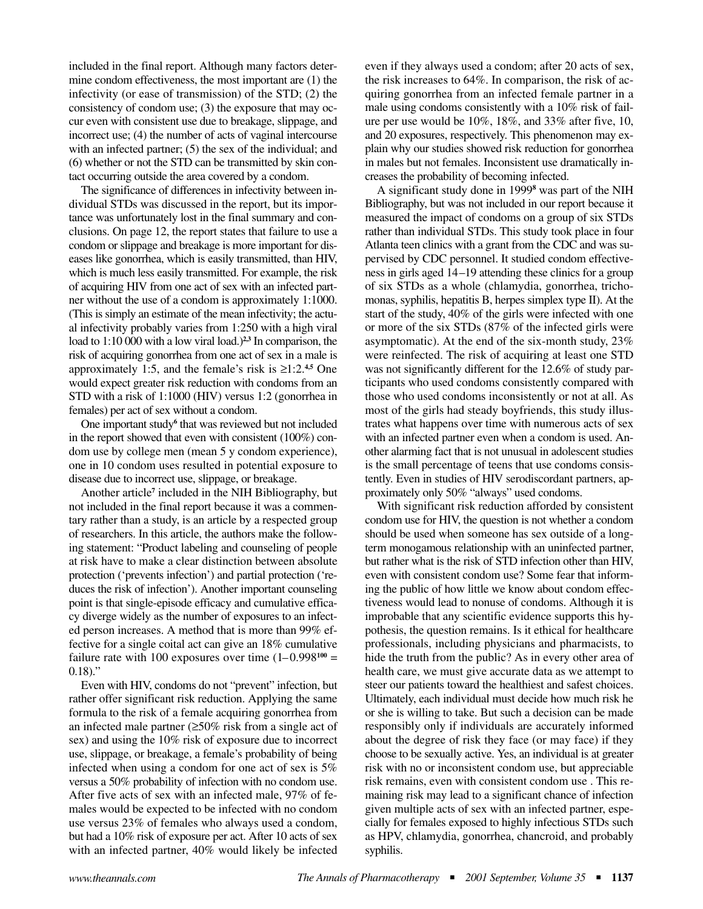included in the final report. Although many factors determine condom effectiveness, the most important are (1) the infectivity (or ease of transmission) of the STD; (2) the consistency of condom use; (3) the exposure that may occur even with consistent use due to breakage, slippage, and incorrect use; (4) the number of acts of vaginal intercourse with an infected partner; (5) the sex of the individual; and (6) whether or not the STD can be transmitted by skin contact occurring outside the area covered by a condom.

The significance of differences in infectivity between individual STDs was discussed in the report, but its importance was unfortunately lost in the final summary and conclusions. On page 12, the report states that failure to use a condom or slippage and breakage is more important for diseases like gonorrhea, which is easily transmitted, than HIV, which is much less easily transmitted. For example, the risk of acquiring HIV from one act of sex with an infected partner without the use of a condom is approximately 1:1000. (This is simply an estimate of the mean infectivity; the actual infectivity probably varies from 1:250 with a high viral load to 1:10 000 with a low viral load.)[2,3] In comparison, the risk of acquiring gonorrhea from one act of sex in a male is approximately 1:5, and the female's risk is ≥1:2.[4,5] One would expect greater risk reduction with condoms from an STD with a risk of 1:1000 (HIV) versus 1:2 (gonorrhea in females) per act of sex without a condom.

One important study[6] that was reviewed but not included in the report showed that even with consistent (100%) condom use by college men (mean 5 y condom experience), one in 10 condom uses resulted in potential exposure to disease due to incorrect use, slippage, or breakage.

Another article[7] included in the NIH Bibliography, but not included in the final report because it was a commentary rather than a study, is an article by a respected group of researchers. In this article, the authors make the following statement: "Product labeling and counseling of people at risk have to make a clear distinction between absolute protection ('prevents infection') and partial protection ('reduces the risk of infection'). Another important counseling point is that single-episode efficacy and cumulative efficacy diverge widely as the number of exposures to an infected person increases. A method that is more than 99% effective for a single coital act can give an 18% cumulative failure rate with 100 exposures over time ($1 - 0.998^{100} = 0.18$)."

Even with HIV, condoms do not "prevent" infection, but rather offer significant risk reduction. Applying the same formula to the risk of a female acquiring gonorrhea from an infected male partner (≥50% risk from a single act of sex) and using the 10% risk of exposure due to incorrect use, slippage, or breakage, a female's probability of being infected when using a condom for one act of sex is 5% versus a 50% probability of infection with no condom use. After five acts of sex with an infected male, 97% of females would be expected to be infected with no condom use versus 23% of females who always used a condom, but had a 10% risk of exposure per act. After 10 acts of sex with an infected partner, 40% would likely be infected even if they always used a condom; after 20 acts of sex, the risk increases to 64%. In comparison, the risk of acquiring gonorrhea from an infected female partner in a male using condoms consistently with a 10% risk of failure per use would be 10%, 18%, and 33% after five, 10, and 20 exposures, respectively. This phenomenon may explain why our studies showed risk reduction for gonorrhea in males but not females. Inconsistent use dramatically increases the probability of becoming infected.

A significant study done in 1999[8] was part of the NIH Bibliography, but was not included in our report because it measured the impact of condoms on a group of six STDs rather than individual STDs. This study took place in four Atlanta teen clinics with a grant from the CDC and was supervised by CDC personnel. It studied condom effectiveness in girls aged 14–19 attending these clinics for a group of six STDs as a whole (chlamydia, gonorrhea, trichomonas, syphilis, hepatitis B, herpes simplex type II). At the start of the study, 40% of the girls were infected with one or more of the six STDs (87% of the infected girls were asymptomatic). At the end of the six-month study, 23% were reinfected. The risk of acquiring at least one STD was not significantly different for the 12.6% of study participants who used condoms consistently compared with those who used condoms inconsistently or not at all. As most of the girls had steady boyfriends, this study illustrates what happens over time with numerous acts of sex with an infected partner even when a condom is used. Another alarming fact that is not unusual in adolescent studies is the small percentage of teens that use condoms consistently. Even in studies of HIV serodiscordant partners, approximately only 50% "always" used condoms.

With significant risk reduction afforded by consistent condom use for HIV, the question is not whether a condom should be used when someone has sex outside of a long-term monogamous relationship with an uninfected partner, but rather what is the risk of STD infection other than HIV, even with consistent condom use? Some fear that informing the public of how little we know about condom effectiveness would lead to nonuse of condoms. Although it is improbable that any scientific evidence supports this hypothesis, the question remains. Is it ethical for healthcare professionals, including physicians and pharmacists, to hide the truth from the public? As in every other area of health care, we must give accurate data as we attempt to steer our patients toward the healthiest and safest choices. Ultimately, each individual must decide how much risk he or she is willing to take. But such a decision can be made responsibly only if individuals are accurately informed about the degree of risk they face (or may face) if they choose to be sexually active. Yes, an individual is at greater risk with no or inconsistent condom use, but appreciable risk remains, even with consistent condom use . This remaining risk may lead to a significant chance of infection given multiple acts of sex with an infected partner, especially for females exposed to highly infectious STDs such as HPV, chlamydia, gonorrhea, chancroid, and probably syphilis.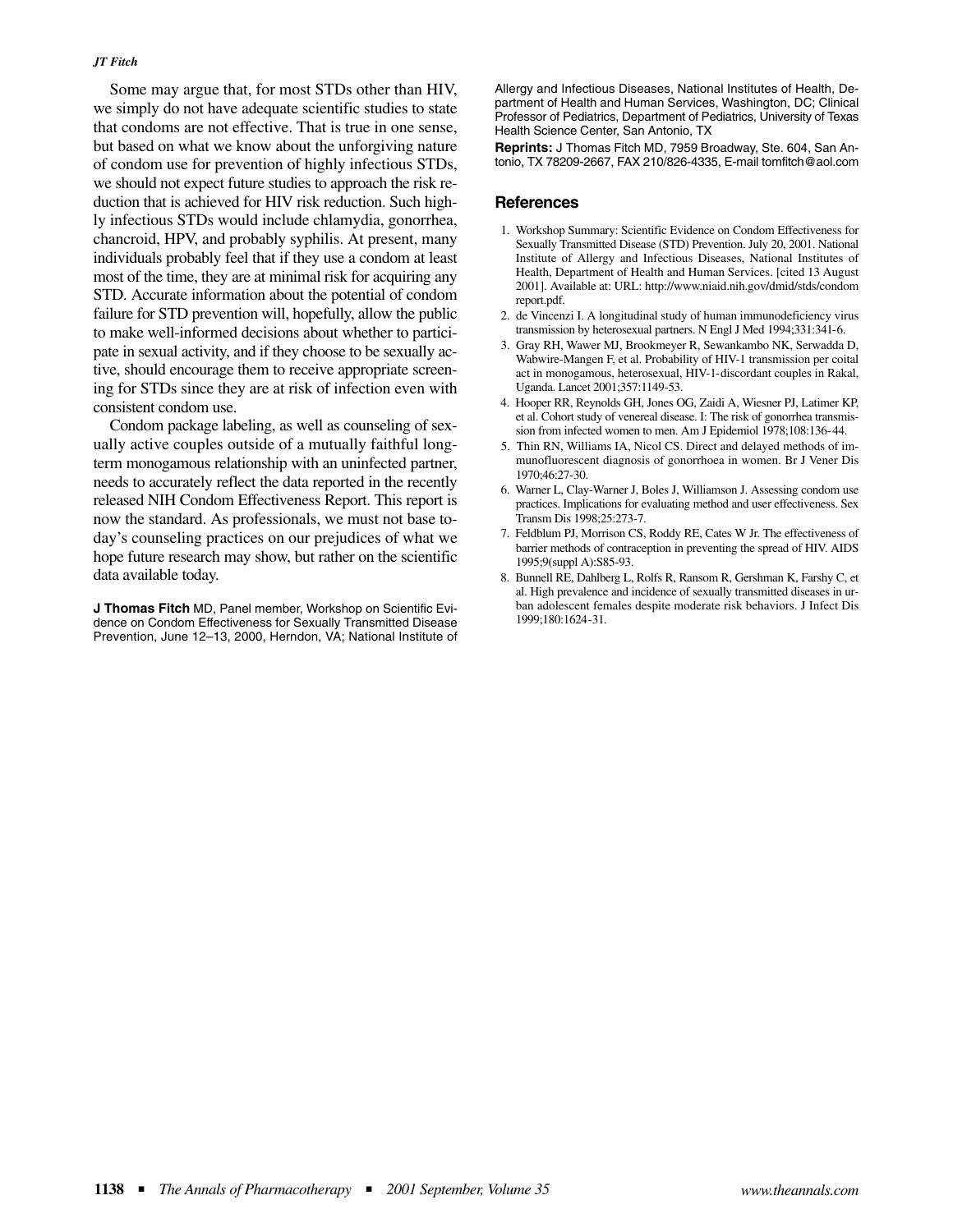Some may argue that, for most STDs other than HIV, we simply do not have adequate scientific studies to state that condoms are not effective. That is true in one sense, but based on what we know about the unforgiving nature of condom use for prevention of highly infectious STDs, we should not expect future studies to approach the risk reduction that is achieved for HIV risk reduction. Such highly infectious STDs would include chlamydia, gonorrhea, chancroid, HPV, and probably syphilis. At present, many individuals probably feel that if they use a condom at least most of the time, they are at minimal risk for acquiring any STD. Accurate information about the potential of condom failure for STD prevention will, hopefully, allow the public to make well-informed decisions about whether to participate in sexual activity, and if they choose to be sexually active, should encourage them to receive appropriate screening for STDs since they are at risk of infection even with consistent condom use.

Condom package labeling, as well as counseling of sexually active couples outside of a mutually faithful long-term monogamous relationship with an uninfected partner, needs to accurately reflect the data reported in the recently released NIH Condom Effectiveness Report. This report is now the standard. As professionals, we must not base today's counseling practices on our prejudices of what we hope future research may show, but rather on the scientific data available today.

**J Thomas Fitch** MD, Panel member, Workshop on Scientific Evidence on Condom Effectiveness for Sexually Transmitted Disease Prevention, June 12–13, 2000, Herndon, VA; National Institute of Allergy and Infectious Diseases, National Institutes of Health, Department of Health and Human Services, Washington, DC; Clinical Professor of Pediatrics, Department of Pediatrics, University of Texas Health Science Center, San Antonio, TX

**Reprints:** J Thomas Fitch MD, 7959 Broadway, Ste. 604, San Antonio, TX 78209-2667, FAX 210/826-4335, E-mail tomfitch@aol.com

## References

1. Workshop Summary: Scientific Evidence on Condom Effectiveness for Sexually Transmitted Disease (STD) Prevention. July 20, 2001. National Institute of Allergy and Infectious Diseases, National Institutes of Health, Department of Health and Human Services. [cited 13 August 2001]. Available at: URL: http://www.niaid.nih.gov/dmid/stds/condomreport.pdf.
2. de Vincenzi I. A longitudinal study of human immunodeficiency virus transmission by heterosexual partners. N Engl J Med 1994;331:341-6.
3. Gray RH, Wawer MJ, Brookmeyer R, Sewankambo NK, Serwadda D, Wabwire-Mangen F, et al. Probability of HIV-1 transmission per coital act in monogamous, heterosexual, HIV-1-discordant couples in Rakal, Uganda. Lancet 2001;357:1149-53.
4. Hooper RR, Reynolds GH, Jones OG, Zaidi A, Wiesner PJ, Latimer KP, et al. Cohort study of venereal disease. I: The risk of gonorrhea transmission from infected women to men. Am J Epidemiol 1978;108:136-44.
5. Thin RN, Williams IA, Nicol CS. Direct and delayed methods of immunofluorescent diagnosis of gonorrhoea in women. Br J Vener Dis 1970;46:27-30.
6. Warner L, Clay-Warner J, Boles J, Williamson J. Assessing condom use practices. Implications for evaluating method and user effectiveness. Sex Transm Dis 1998;25:273-7.
7. Feldblum PJ, Morrison CS, Roddy RE, Cates W Jr. The effectiveness of barrier methods of contraception in preventing the spread of HIV. AIDS 1995;9(suppl A):S85-93.
8. Bunnell RE, Dahlberg L, Rolfs R, Ransom R, Gershman K, Farshy C, et al. High prevalence and incidence of sexually transmitted diseases in urban adolescent females despite moderate risk behaviors. J Infect Dis 1999;180:1624-31.